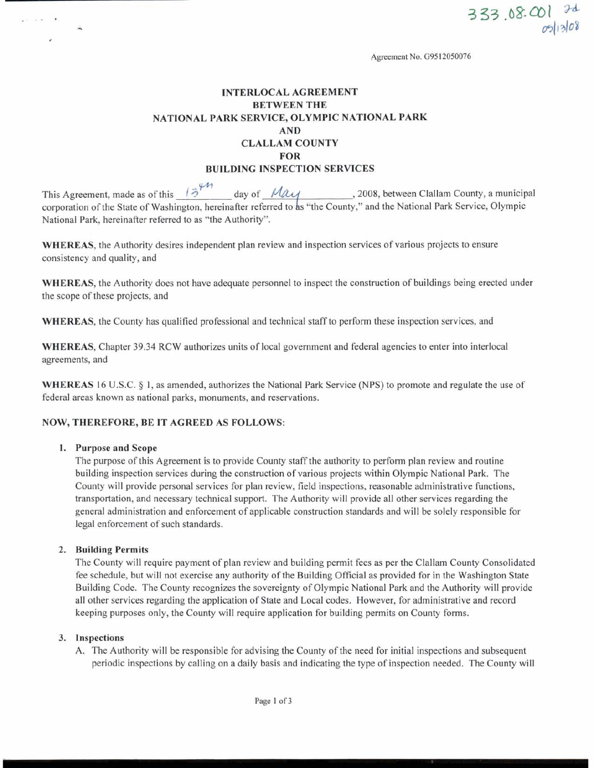333.08.001 2d
05/13/08

Agreement No. G9512050076

# INTERLOCAL AGREEMENT
# BETWEEN THE
# NATIONAL PARK SERVICE, OLYMPIC NATIONAL PARK
# AND
# CLALLAM COUNTY
# FOR
# BUILDING INSPECTION SERVICES

This Agreement, made as of this 13th day of May, 2008, between Clallam County, a municipal corporation of the State of Washington, hereinafter referred to as "the County," and the National Park Service, Olympic National Park, hereinafter referred to as "the Authority".

**WHEREAS**, the Authority desires independent plan review and inspection services of various projects to ensure consistency and quality, and

**WHEREAS**, the Authority does not have adequate personnel to inspect the construction of buildings being erected under the scope of these projects, and

**WHEREAS**, the County has qualified professional and technical staff to perform these inspection services, and

**WHEREAS**, Chapter 39.34 RCW authorizes units of local government and federal agencies to enter into interlocal agreements, and

**WHEREAS** 16 U.S.C. § 1, as amended, authorizes the National Park Service (NPS) to promote and regulate the use of federal areas known as national parks, monuments, and reservations.

**NOW, THEREFORE, BE IT AGREED AS FOLLOWS**:

1. **Purpose and Scope**
   The purpose of this Agreement is to provide County staff the authority to perform plan review and routine building inspection services during the construction of various projects within Olympic National Park. The County will provide personal services for plan review, field inspections, reasonable administrative functions, transportation, and necessary technical support. The Authority will provide all other services regarding the general administration and enforcement of applicable construction standards and will be solely responsible for legal enforcement of such standards.

2. **Building Permits**
   The County will require payment of plan review and building permit fees as per the Clallam County Consolidated fee schedule, but will not exercise any authority of the Building Official as provided for in the Washington State Building Code. The County recognizes the sovereignty of Olympic National Park and the Authority will provide all other services regarding the application of State and Local codes. However, for administrative and record keeping purposes only, the County will require application for building permits on County forms.

3. **Inspections**
   A. The Authority will be responsible for advising the County of the need for initial inspections and subsequent periodic inspections by calling on a daily basis and indicating the type of inspection needed. The County will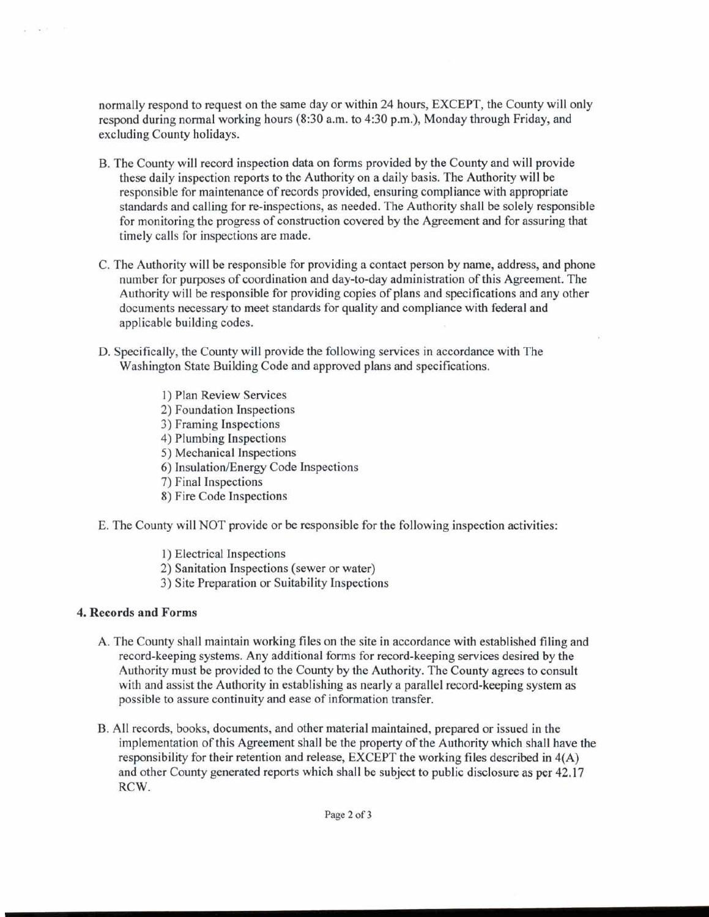normally respond to request on the same day or within 24 hours, EXCEPT, the County will only respond during normal working hours (8:30 a.m. to 4:30 p.m.), Monday through Friday, and excluding County holidays.

B. The County will record inspection data on forms provided by the County and will provide these daily inspection reports to the Authority on a daily basis. The Authority will be responsible for maintenance of records provided, ensuring compliance with appropriate standards and calling for re-inspections, as needed. The Authority shall be solely responsible for monitoring the progress of construction covered by the Agreement and for assuring that timely calls for inspections are made.

C. The Authority will be responsible for providing a contact person by name, address, and phone number for purposes of coordination and day-to-day administration of this Agreement. The Authority will be responsible for providing copies of plans and specifications and any other documents necessary to meet standards for quality and compliance with federal and applicable building codes.

D. Specifically, the County will provide the following services in accordance with The Washington State Building Code and approved plans and specifications.

1) Plan Review Services
2) Foundation Inspections
3) Framing Inspections
4) Plumbing Inspections
5) Mechanical Inspections
6) Insulation/Energy Code Inspections
7) Final Inspections
8) Fire Code Inspections

E. The County will NOT provide or be responsible for the following inspection activities:

1) Electrical Inspections
2) Sanitation Inspections (sewer or water)
3) Site Preparation or Suitability Inspections

**4. Records and Forms**

A. The County shall maintain working files on the site in accordance with established filing and record-keeping systems. Any additional forms for record-keeping services desired by the Authority must be provided to the County by the Authority. The County agrees to consult with and assist the Authority in establishing as nearly a parallel record-keeping system as possible to assure continuity and ease of information transfer.

B. All records, books, documents, and other material maintained, prepared or issued in the implementation of this Agreement shall be the property of the Authority which shall have the responsibility for their retention and release, EXCEPT the working files described in 4(A) and other County generated reports which shall be subject to public disclosure as per 42.17 RCW.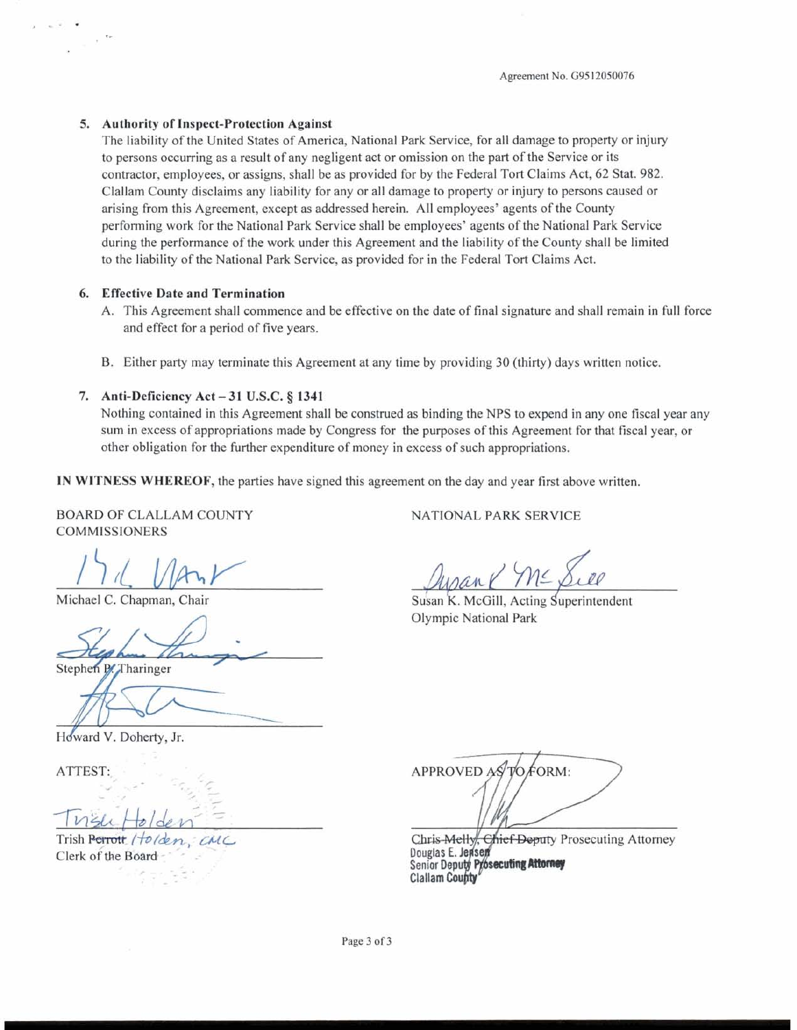Agreement No. G9512050076

**5. Authority of Inspect-Protection Against**

The liability of the United States of America, National Park Service, for all damage to property or injury to persons occurring as a result of any negligent act or omission on the part of the Service or its contractor, employees, or assigns, shall be as provided for by the Federal Tort Claims Act, 62 Stat. 982. Clallam County disclaims any liability for any or all damage to property or injury to persons caused or arising from this Agreement, except as addressed herein. All employees' agents of the County performing work for the National Park Service shall be employees' agents of the National Park Service during the performance of the work under this Agreement and the liability of the County shall be limited to the liability of the National Park Service, as provided for in the Federal Tort Claims Act.

**6. Effective Date and Termination**

A. This Agreement shall commence and be effective on the date of final signature and shall remain in full force and effect for a period of five years.

B. Either party may terminate this Agreement at any time by providing 30 (thirty) days written notice.

**7. Anti-Deficiency Act – 31 U.S.C. § 1341**

Nothing contained in this Agreement shall be construed as binding the NPS to expend in any one fiscal year any sum in excess of appropriations made by Congress for the purposes of this Agreement for that fiscal year, or other obligation for the further expenditure of money in excess of such appropriations.

**IN WITNESS WHEREOF,** the parties have signed this agreement on the day and year first above written.

BOARD OF CLALLAM COUNTY COMMISSIONERS

Michael C. Chapman, Chair

Stephen P. Tharinger

Howard V. Doherty, Jr.

ATTEST:

Trish ~~Perrott~~ Holden, CMC
Clerk of the Board

NATIONAL PARK SERVICE

Susan K. McGill, Acting Superintendent
Olympic National Park

APPROVED AS TO FORM:

~~Chris Melly, Chief Deputy~~ Prosecuting Attorney
Douglas E. Jensen
Senior Deputy Prosecuting Attorney
Clallam County